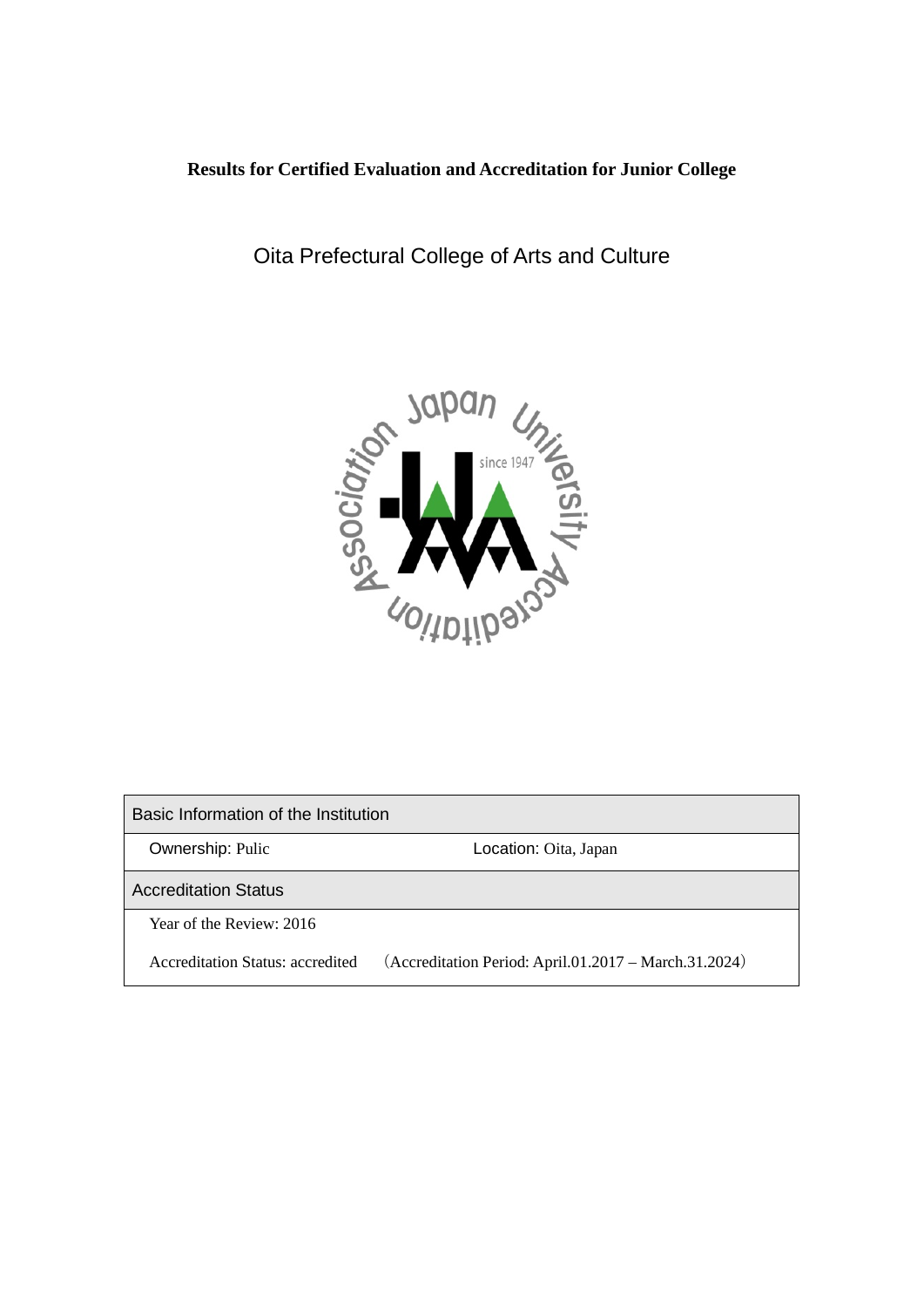**Results for Certified Evaluation and Accreditation for Junior College**

# Oita Prefectural College of Arts and Culture

| Basic Information of the Institution | |
|---|---|
| Ownership: Pulic | Location: Oita, Japan |
| **Accreditation Status** | |
| Year of the Review: 2016 | |
| Accreditation Status: accredited | （Accreditation Period: April.01.2017 – March.31.2024） |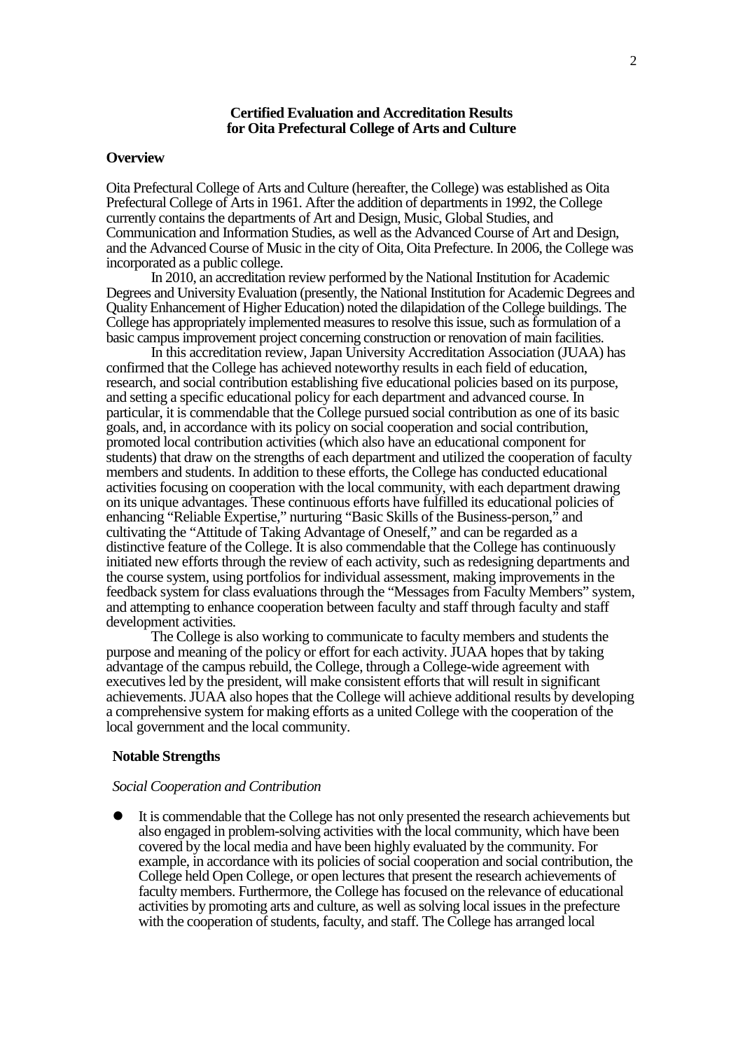**Certified Evaluation and Accreditation Results for Oita Prefectural College of Arts and Culture**

## Overview

Oita Prefectural College of Arts and Culture (hereafter, the College) was established as Oita Prefectural College of Arts in 1961. After the addition of departments in 1992, the College currently contains the departments of Art and Design, Music, Global Studies, and Communication and Information Studies, as well as the Advanced Course of Art and Design, and the Advanced Course of Music in the city of Oita, Oita Prefecture. In 2006, the College was incorporated as a public college.

In 2010, an accreditation review performed by the National Institution for Academic Degrees and University Evaluation (presently, the National Institution for Academic Degrees and Quality Enhancement of Higher Education) noted the dilapidation of the College buildings. The College has appropriately implemented measures to resolve this issue, such as formulation of a basic campus improvement project concerning construction or renovation of main facilities.

In this accreditation review, Japan University Accreditation Association (JUAA) has confirmed that the College has achieved noteworthy results in each field of education, research, and social contribution establishing five educational policies based on its purpose, and setting a specific educational policy for each department and advanced course. In particular, it is commendable that the College pursued social contribution as one of its basic goals, and, in accordance with its policy on social cooperation and social contribution, promoted local contribution activities (which also have an educational component for students) that draw on the strengths of each department and utilized the cooperation of faculty members and students. In addition to these efforts, the College has conducted educational activities focusing on cooperation with the local community, with each department drawing on its unique advantages. These continuous efforts have fulfilled its educational policies of enhancing "Reliable Expertise," nurturing "Basic Skills of the Business-person," and cultivating the "Attitude of Taking Advantage of Oneself," and can be regarded as a distinctive feature of the College. It is also commendable that the College has continuously initiated new efforts through the review of each activity, such as redesigning departments and the course system, using portfolios for individual assessment, making improvements in the feedback system for class evaluations through the "Messages from Faculty Members" system, and attempting to enhance cooperation between faculty and staff through faculty and staff development activities.

The College is also working to communicate to faculty members and students the purpose and meaning of the policy or effort for each activity. JUAA hopes that by taking advantage of the campus rebuild, the College, through a College-wide agreement with executives led by the president, will make consistent efforts that will result in significant achievements. JUAA also hopes that the College will achieve additional results by developing a comprehensive system for making efforts as a united College with the cooperation of the local government and the local community.

## Notable Strengths

*Social Cooperation and Contribution*

- It is commendable that the College has not only presented the research achievements but also engaged in problem-solving activities with the local community, which have been covered by the local media and have been highly evaluated by the community. For example, in accordance with its policies of social cooperation and social contribution, the College held Open College, or open lectures that present the research achievements of faculty members. Furthermore, the College has focused on the relevance of educational activities by promoting arts and culture, as well as solving local issues in the prefecture with the cooperation of students, faculty, and staff. The College has arranged local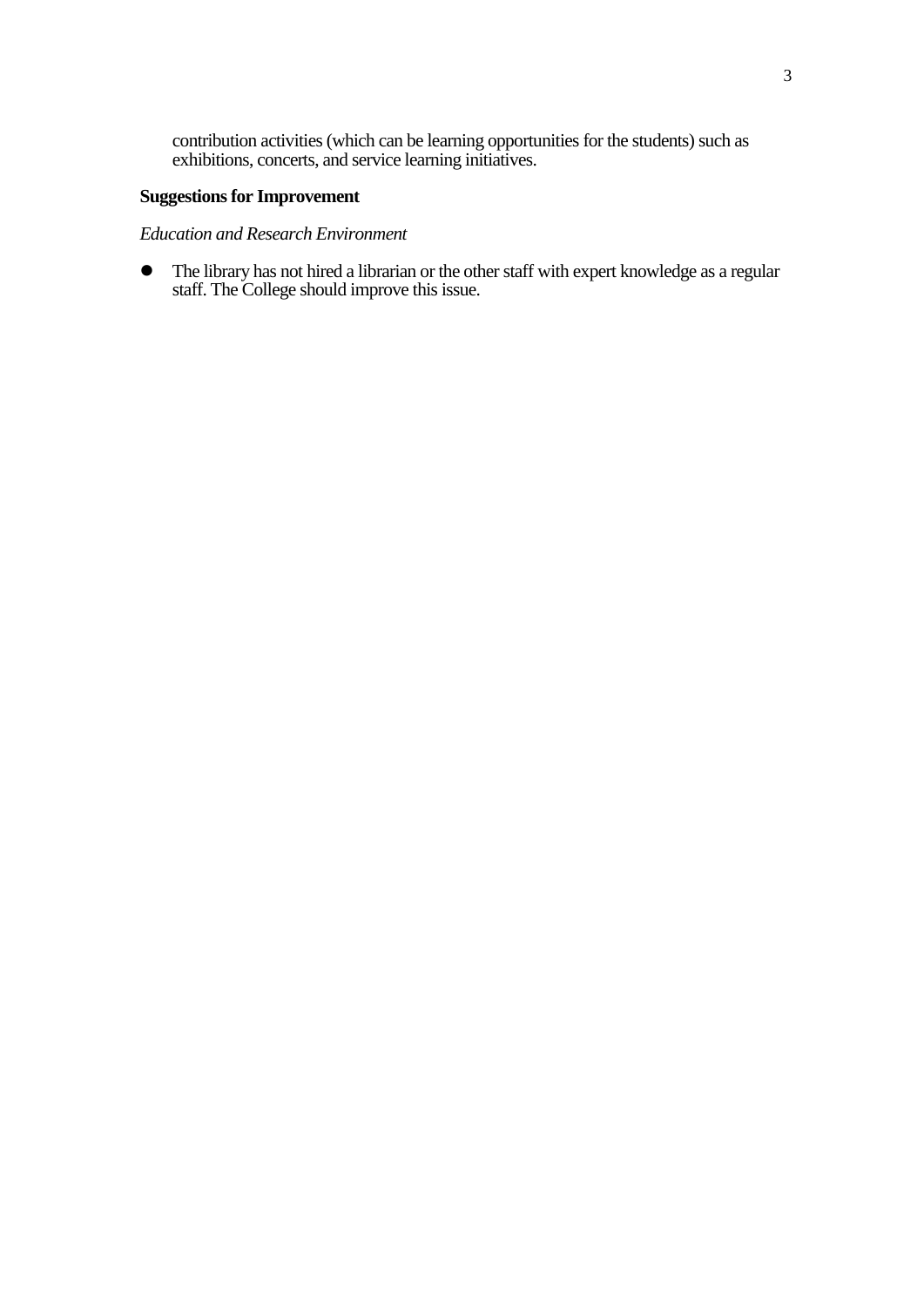contribution activities (which can be learning opportunities for the students) such as exhibitions, concerts, and service learning initiatives.

**Suggestions for Improvement**

*Education and Research Environment*

- The library has not hired a librarian or the other staff with expert knowledge as a regular staff. The College should improve this issue.